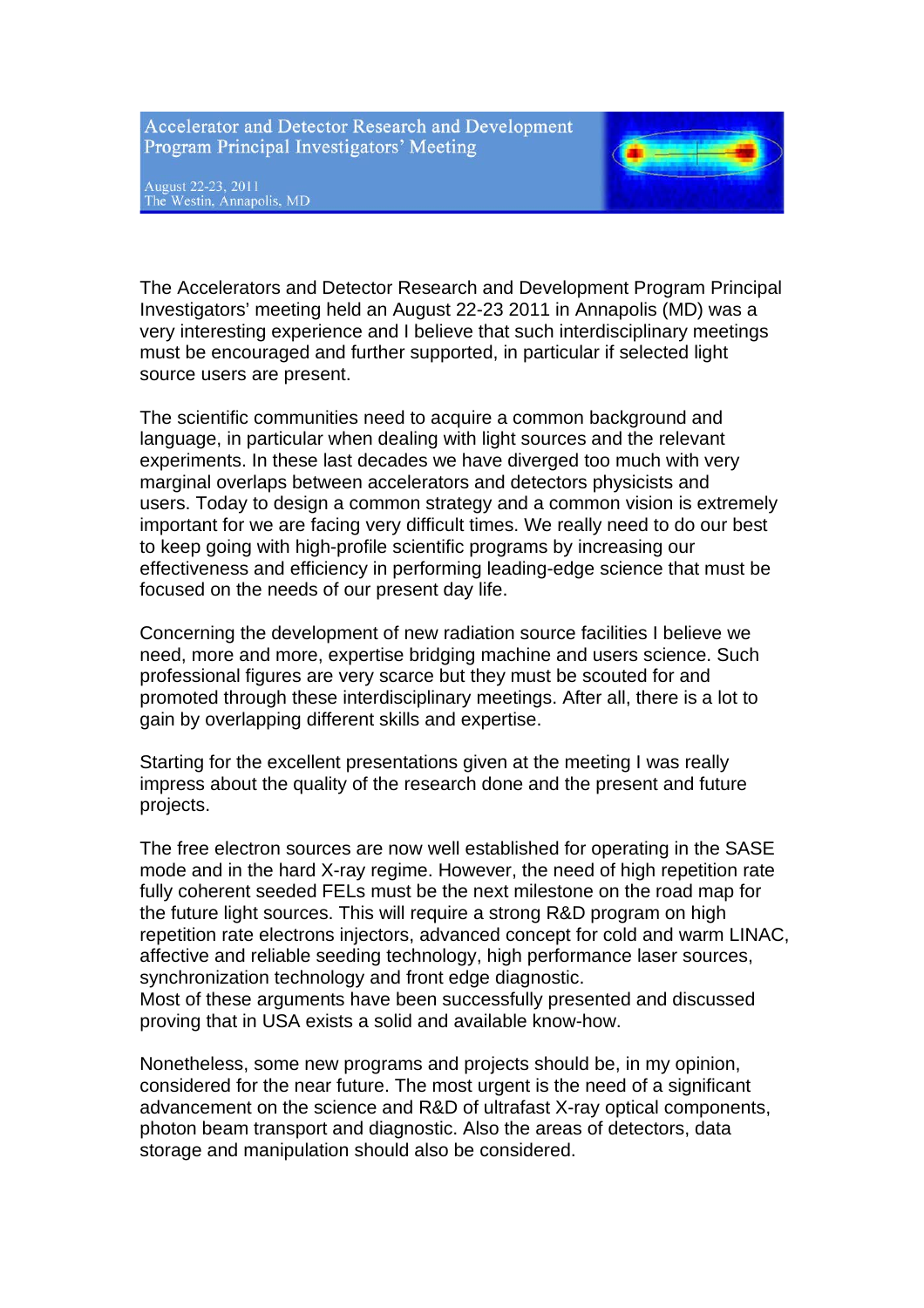# Accelerator and Detector Research and Development Program Principal Investigators' Meeting

August 22-23, 2011
The Westin, Annapolis, MD

The Accelerators and Detector Research and Development Program Principal Investigators' meeting held an August 22-23 2011 in Annapolis (MD) was a very interesting experience and I believe that such interdisciplinary meetings must be encouraged and further supported, in particular if selected light source users are present.

The scientific communities need to acquire a common background and language, in particular when dealing with light sources and the relevant experiments. In these last decades we have diverged too much with very marginal overlaps between accelerators and detectors physicists and users. Today to design a common strategy and a common vision is extremely important for we are facing very difficult times. We really need to do our best to keep going with high-profile scientific programs by increasing our effectiveness and efficiency in performing leading-edge science that must be focused on the needs of our present day life.

Concerning the development of new radiation source facilities I believe we need, more and more, expertise bridging machine and users science. Such professional figures are very scarce but they must be scouted for and promoted through these interdisciplinary meetings. After all, there is a lot to gain by overlapping different skills and expertise.

Starting for the excellent presentations given at the meeting I was really impress about the quality of the research done and the present and future projects.

The free electron sources are now well established for operating in the SASE mode and in the hard X-ray regime. However, the need of high repetition rate fully coherent seeded FELs must be the next milestone on the road map for the future light sources. This will require a strong R&D program on high repetition rate electrons injectors, advanced concept for cold and warm LINAC, affective and reliable seeding technology, high performance laser sources, synchronization technology and front edge diagnostic.
Most of these arguments have been successfully presented and discussed proving that in USA exists a solid and available know-how.

Nonetheless, some new programs and projects should be, in my opinion, considered for the near future. The most urgent is the need of a significant advancement on the science and R&D of ultrafast X-ray optical components, photon beam transport and diagnostic. Also the areas of detectors, data storage and manipulation should also be considered.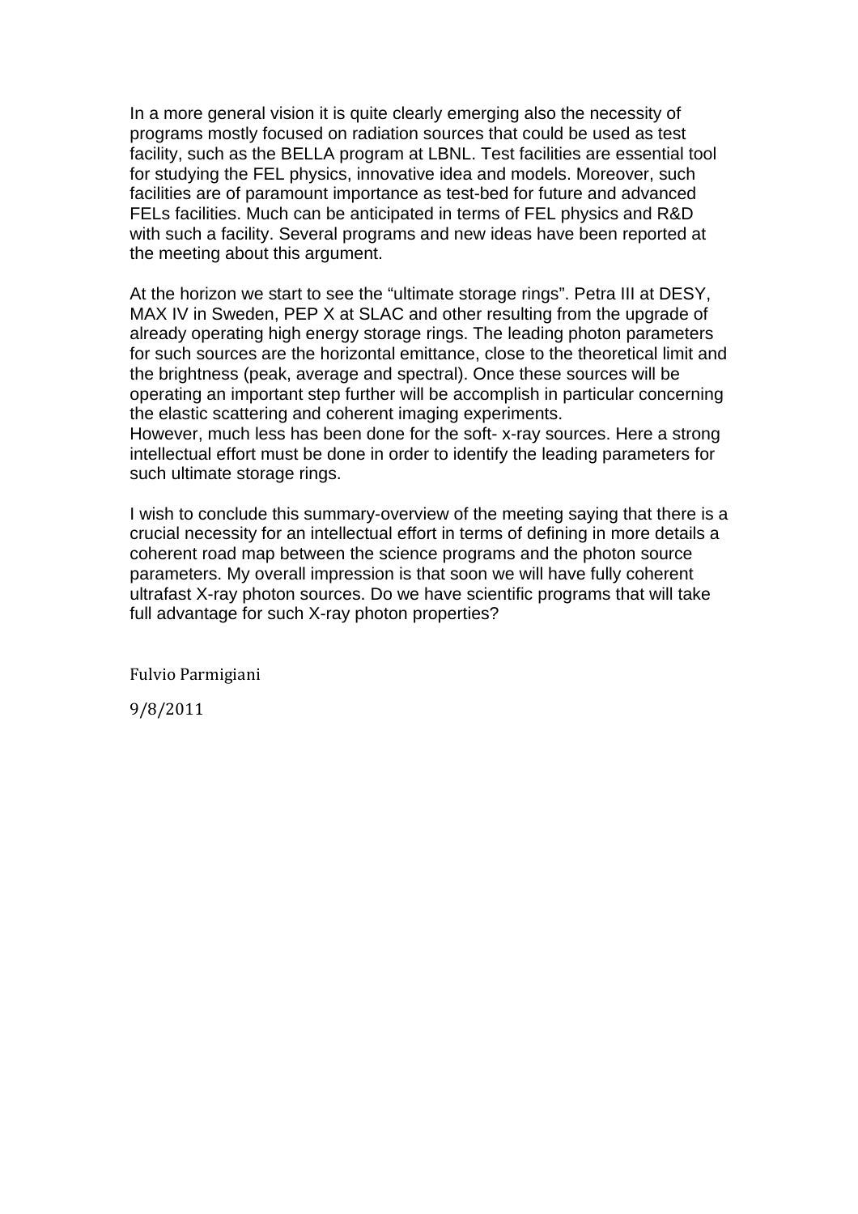In a more general vision it is quite clearly emerging also the necessity of programs mostly focused on radiation sources that could be used as test facility, such as the BELLA program at LBNL. Test facilities are essential tool for studying the FEL physics, innovative idea and models. Moreover, such facilities are of paramount importance as test-bed for future and advanced FELs facilities. Much can be anticipated in terms of FEL physics and R&D with such a facility. Several programs and new ideas have been reported at the meeting about this argument.

At the horizon we start to see the "ultimate storage rings". Petra III at DESY, MAX IV in Sweden, PEP X at SLAC and other resulting from the upgrade of already operating high energy storage rings. The leading photon parameters for such sources are the horizontal emittance, close to the theoretical limit and the brightness (peak, average and spectral). Once these sources will be operating an important step further will be accomplish in particular concerning the elastic scattering and coherent imaging experiments.
However, much less has been done for the soft- x-ray sources. Here a strong intellectual effort must be done in order to identify the leading parameters for such ultimate storage rings.

I wish to conclude this summary-overview of the meeting saying that there is a crucial necessity for an intellectual effort in terms of defining in more details a coherent road map between the science programs and the photon source parameters. My overall impression is that soon we will have fully coherent ultrafast X-ray photon sources. Do we have scientific programs that will take full advantage for such X-ray photon properties?

Fulvio Parmigiani

9/8/2011